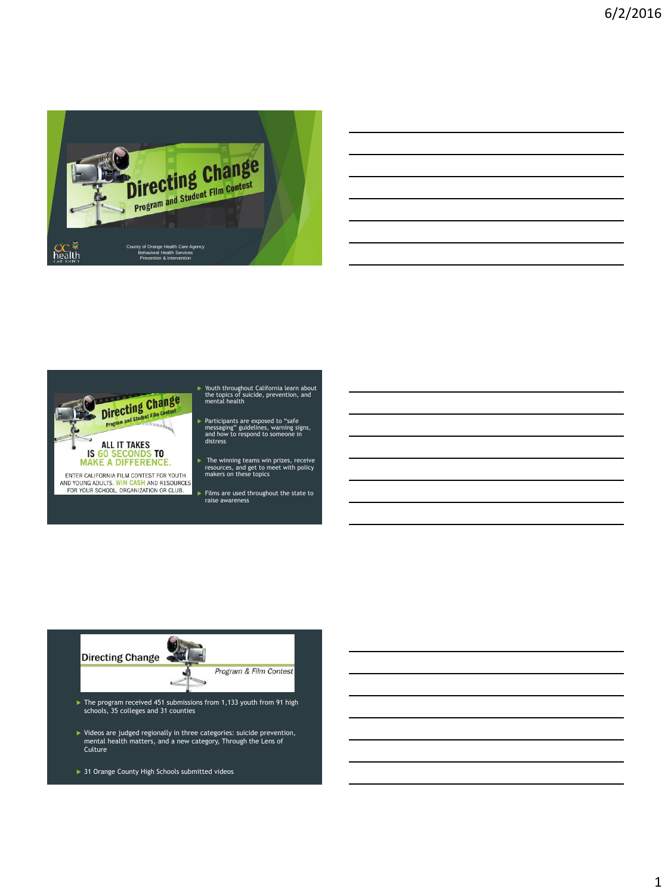# Directing Change

## Program and Student Film Contest

County of Orange Health Care Agency
Behavioral Health Services
Prevention & Intervention

---

**Directing Change** — Program and Student Film Contest

ALL IT TAKES IS 60 SECONDS TO MAKE A DIFFERENCE.

ENTER CALIFORNIA FILM CONTEST FOR YOUTH AND YOUNG ADULTS. WIN CASH AND RESOURCES FOR YOUR SCHOOL, ORGANIZATION OR CLUB.

- Youth throughout California learn about the topics of suicide, prevention, and mental health
- Participants are exposed to "safe messaging" guidelines, warning signs, and how to respond to someone in distress
- The winning teams win prizes, receive resources, and get to meet with policy makers on these topics
- Films are used throughout the state to raise awareness

---

**Directing Change** — *Program & Film Contest*

- The program received 451 submissions from 1,133 youth from 91 high schools, 35 colleges and 31 counties
- Videos are judged regionally in three categories: suicide prevention, mental health matters, and a new category, Through the Lens of Culture
- 31 Orange County High Schools submitted videos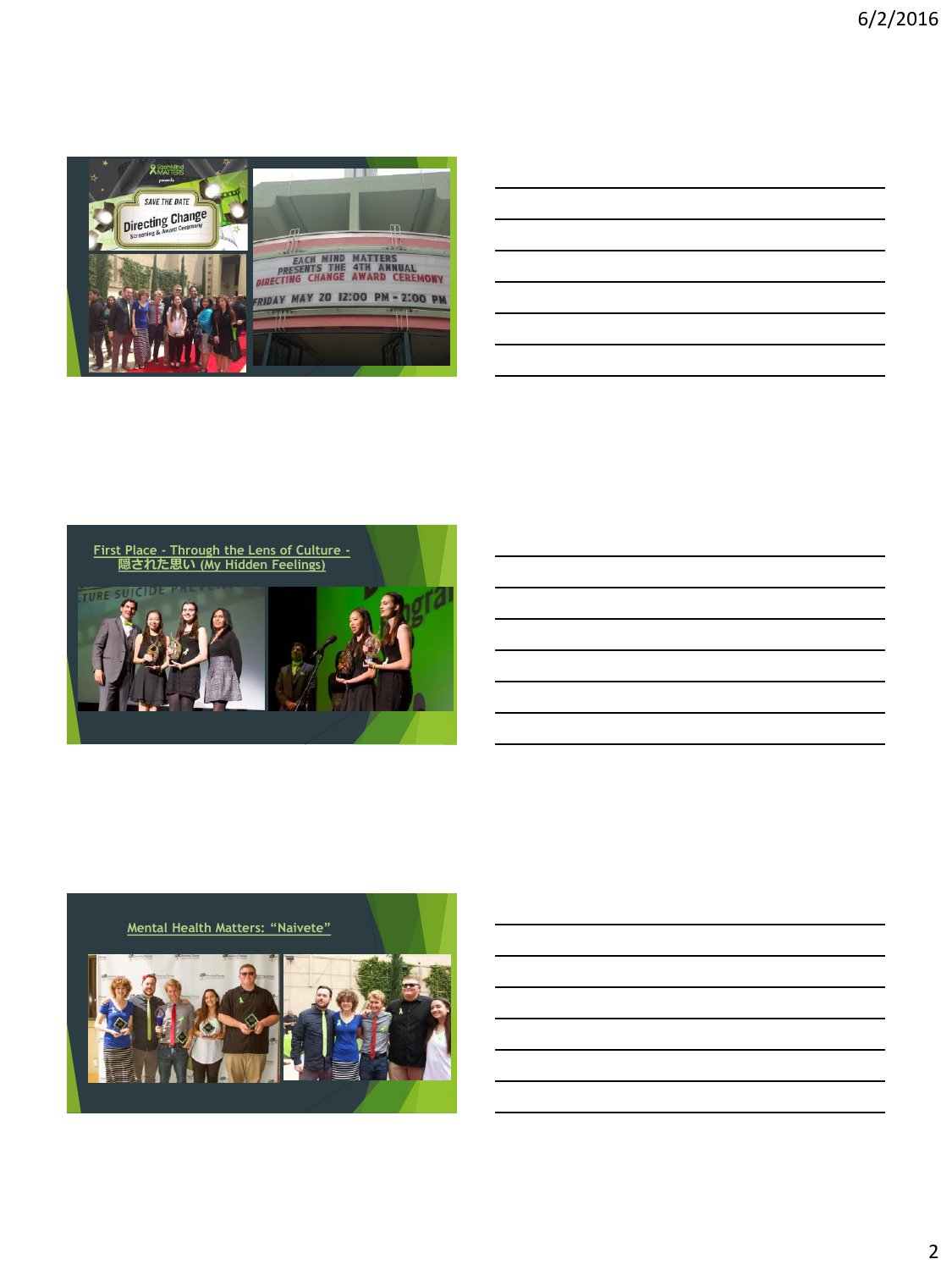First Place - Through the Lens of Culture - 隠された思い (My Hidden Feelings)

Mental Health Matters: "Naivete"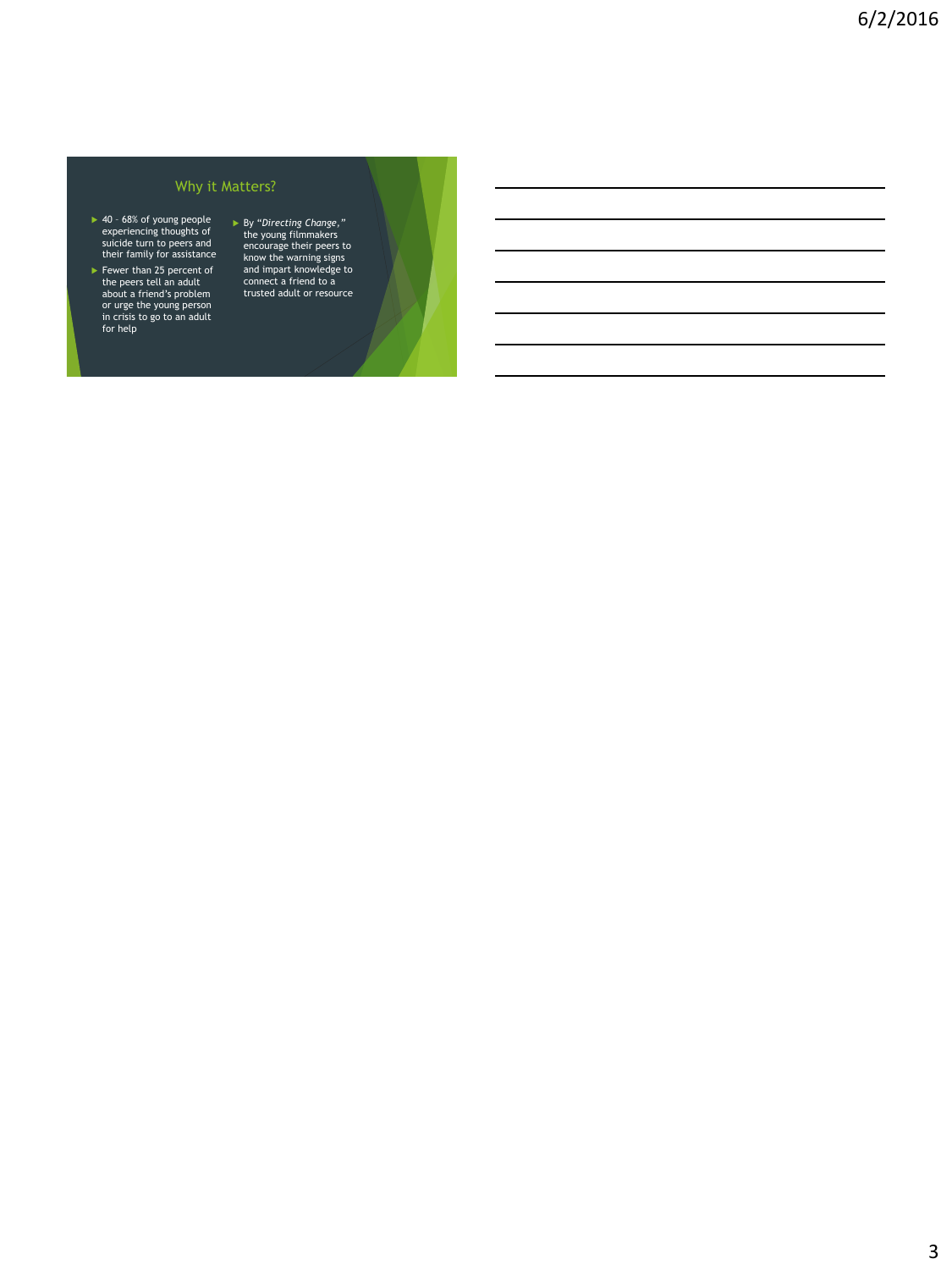## Why it Matters?

- 40 – 68% of young people experiencing thoughts of suicide turn to peers and their family for assistance
- Fewer than 25 percent of the peers tell an adult about a friend's problem or urge the young person in crisis to go to an adult for help
- By "*Directing Change*," the young filmmakers encourage their peers to know the warning signs and impart knowledge to connect a friend to a trusted adult or resource